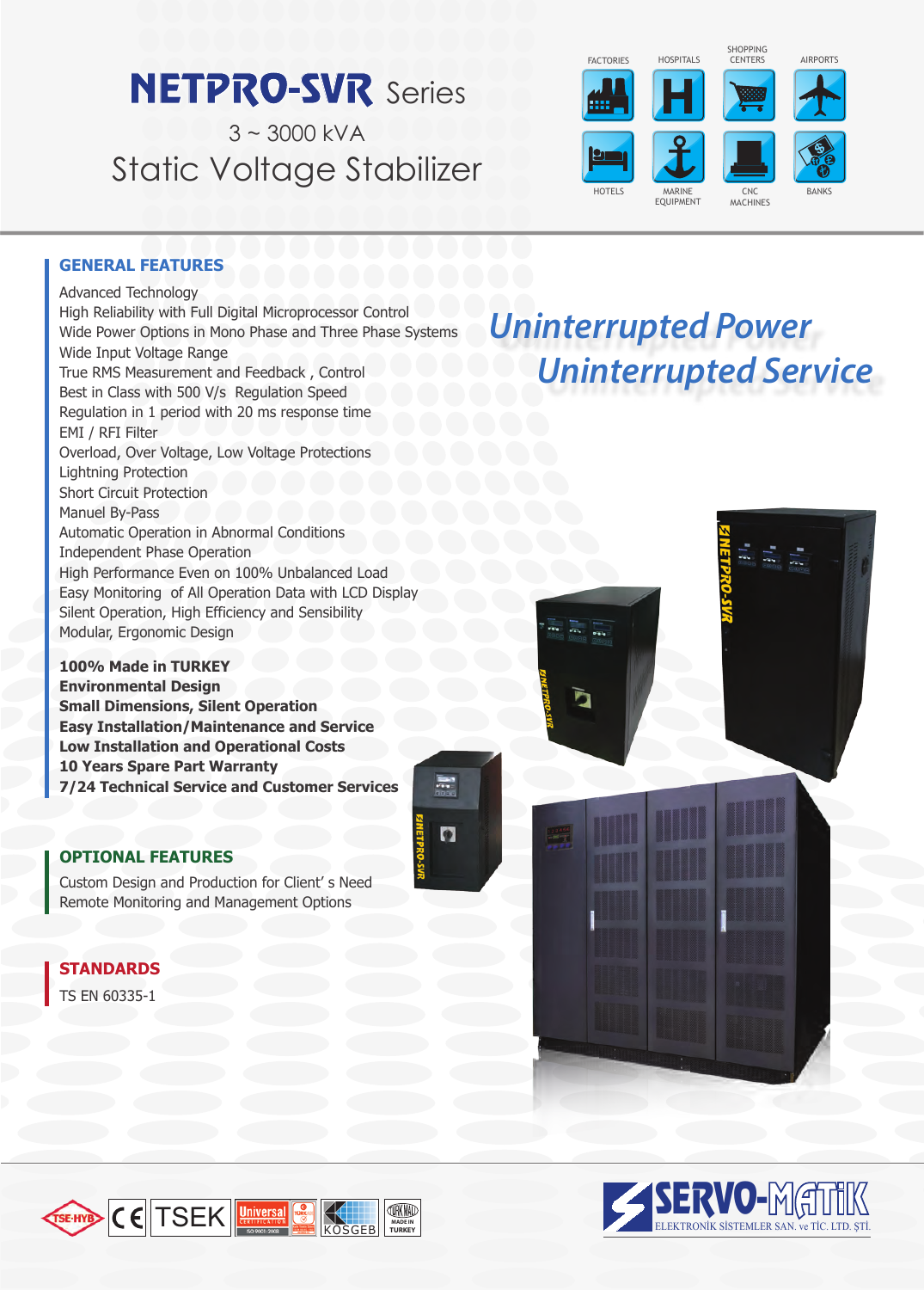# NETPRO-SVR Series

3 ~ 3000 kVA

Static Voltage Stabilizer

FACTORIES · HOSPITALS · SHOPPING CENTERS · AIRPORTS · HOTELS · MARINE EQUIPMENT · CNC MACHINES · BANKS

## GENERAL FEATURES

Advanced Technology
High Reliability with Full Digital Microprocessor Control
Wide Power Options in Mono Phase and Three Phase Systems
Wide Input Voltage Range
True RMS Measurement and Feedback , Control
Best in Class with 500 V/s Regulation Speed
Regulation in 1 period with 20 ms response time
EMI / RFI Filter
Overload, Over Voltage, Low Voltage Protections
Lightning Protection
Short Circuit Protection
Manuel By-Pass
Automatic Operation in Abnormal Conditions
Independent Phase Operation
High Performance Even on 100% Unbalanced Load
Easy Monitoring of All Operation Data with LCD Display
Silent Operation, High Efficiency and Sensibility
Modular, Ergonomic Design

**100% Made in TURKEY**
**Environmental Design**
**Small Dimensions, Silent Operation**
**Easy Installation/Maintenance and Service**
**Low Installation and Operational Costs**
**10 Years Spare Part Warranty**
**7/24 Technical Service and Customer Services**

*Uninterrupted Power*
*Uninterrupted Service*

## OPTIONAL FEATURES

Custom Design and Production for Client' s Need
Remote Monitoring and Management Options

## STANDARDS

TS EN 60335-1

SERVO-MATİK ELEKTRONİK SİSTEMLER SAN. ve TİC. LTD. ŞTİ.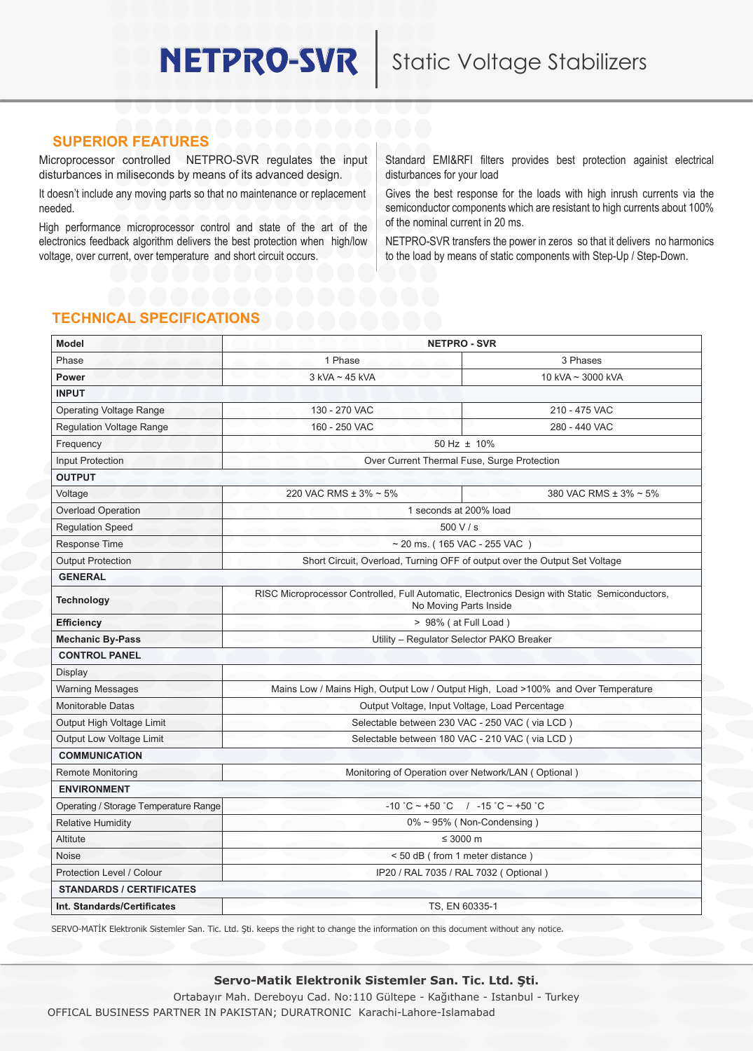# NETPRO-SVR | Static Voltage Stabilizers

## SUPERIOR FEATURES

Microprocessor controlled NETPRO-SVR regulates the input disturbances in miliseconds by means of its advanced design.

It doesn't include any moving parts so that no maintenance or replacement needed.

High performance microprocessor control and state of the art of the electronics feedback algorithm delivers the best protection when high/low voltage, over current, over temperature and short circuit occurs.

Standard EMI&RFI filters provides best protection againist electrical disturbances for your load

Gives the best response for the loads with high inrush currents via the semiconductor components which are resistant to high currents about 100% of the nominal current in 20 ms.

NETPRO-SVR transfers the power in zeros so that it delivers no harmonics to the load by means of static components with Step-Up / Step-Down.

## TECHNICAL SPECIFICATIONS

| **Model** | **NETPRO - SVR** | |
|---|---|---|
| Phase | 1 Phase | 3 Phases |
| **Power** | 3 kVA ~ 45 kVA | 10 kVA ~ 3000 kVA |
| **INPUT** | | |
| Operating Voltage Range | 130 - 270 VAC | 210 - 475 VAC |
| Regulation Voltage Range | 160 - 250 VAC | 280 - 440 VAC |
| Frequency | 50 Hz ± 10% | |
| Input Protection | Over Current Thermal Fuse, Surge Protection | |
| **OUTPUT** | | |
| Voltage | 220 VAC RMS ± 3% ~ 5% | 380 VAC RMS ± 3% ~ 5% |
| Overload Operation | 1 seconds at 200% load | |
| Regulation Speed | 500 V / s | |
| Response Time | ~ 20 ms. ( 165 VAC - 255 VAC ) | |
| Output Protection | Short Circuit, Overload, Turning OFF of output over the Output Set Voltage | |
| **GENERAL** | | |
| **Technology** | RISC Microprocessor Controlled, Full Automatic, Electronics Design with Static Semiconductors, No Moving Parts Inside | |
| **Efficiency** | > 98% ( at Full Load ) | |
| **Mechanic By-Pass** | Utility – Regulator Selector PAKO Breaker | |
| **CONTROL PANEL** | | |
| Display | | |
| Warning Messages | Mains Low / Mains High, Output Low / Output High, Load >100% and Over Temperature | |
| Monitorable Datas | Output Voltage, Input Voltage, Load Percentage | |
| Output High Voltage Limit | Selectable between 230 VAC - 250 VAC ( via LCD ) | |
| Output Low Voltage Limit | Selectable between 180 VAC - 210 VAC ( via LCD ) | |
| **COMMUNICATION** | | |
| Remote Monitoring | Monitoring of Operation over Network/LAN ( Optional ) | |
| **ENVIRONMENT** | | |
| Operating / Storage Temperature Range | -10 ˚C ~ +50 ˚C / -15 ˚C ~ +50 ˚C | |
| Relative Humidity | 0% ~ 95% ( Non-Condensing ) | |
| Altitute | ≤ 3000 m | |
| Noise | < 50 dB ( from 1 meter distance ) | |
| Protection Level / Colour | IP20 / RAL 7035 / RAL 7032 ( Optional ) | |
| **STANDARDS / CERTIFICATES** | | |
| **Int. Standards/Certificates** | TS, EN 60335-1 | |

SERVO-MATİK Elektronik Sistemler San. Tic. Ltd. Şti. keeps the right to change the information on this document without any notice.

**Servo-Matik Elektronik Sistemler San. Tic. Ltd. Şti.**

Ortabayır Mah. Dereboyu Cad. No:110 Gültepe - Kağıthane - Istanbul - Turkey

OFFICAL BUSINESS PARTNER IN PAKISTAN; DURATRONIC Karachi-Lahore-Islamabad